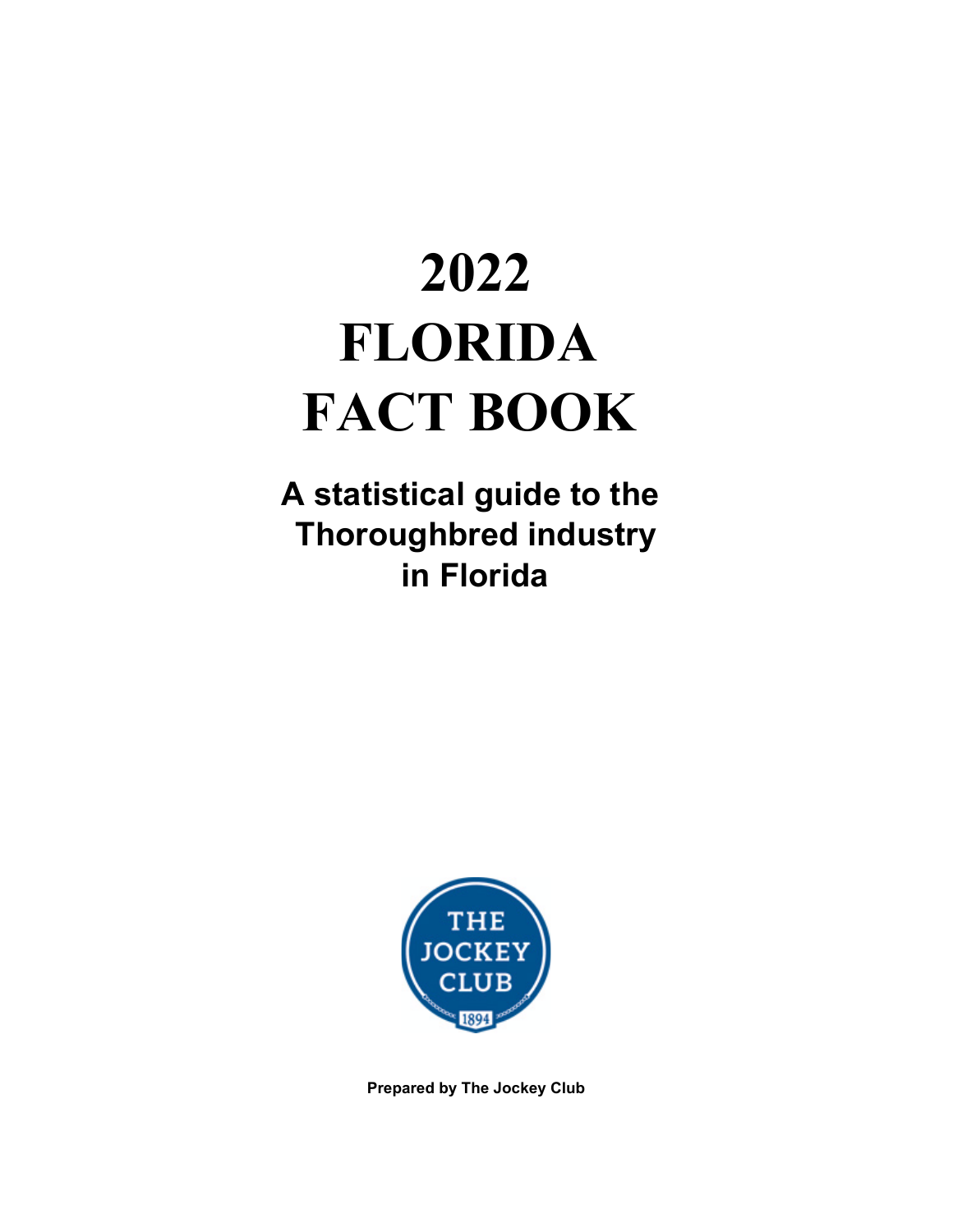# 2022 FLORIDA FACT BOOK

## A statistical guide to the Thoroughbred industry in Florida

**Prepared by The Jockey Club**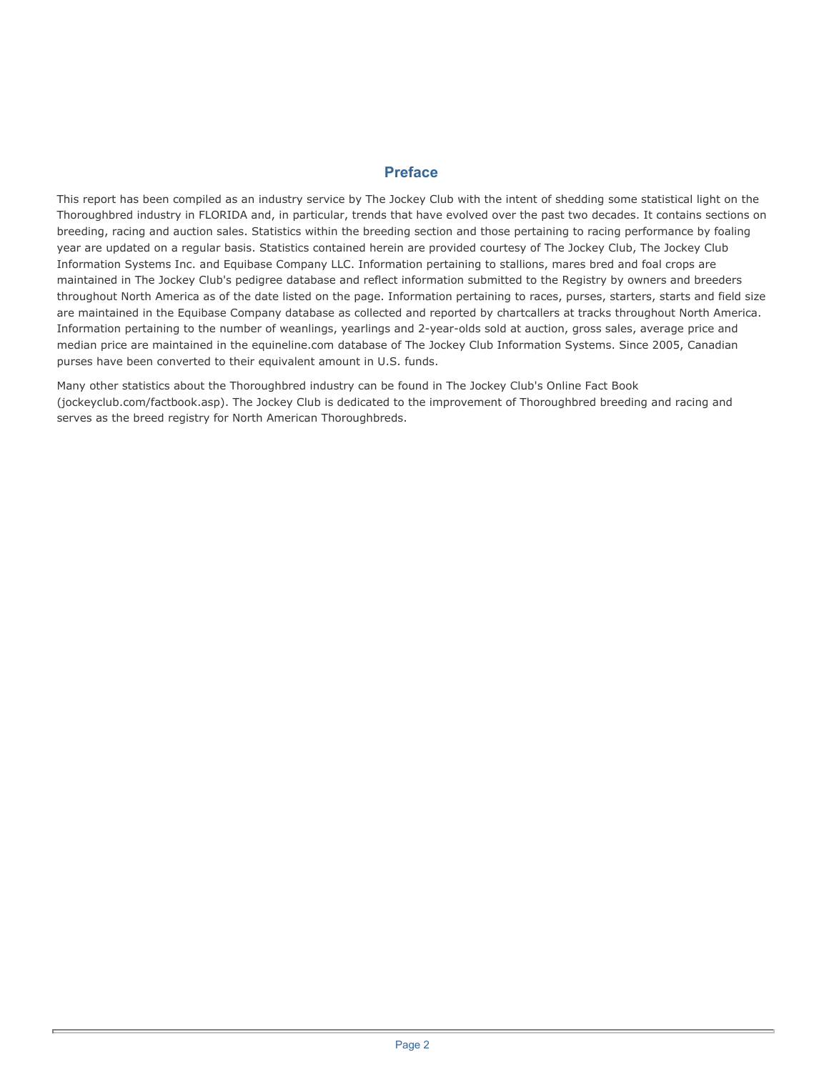## Preface

This report has been compiled as an industry service by The Jockey Club with the intent of shedding some statistical light on the Thoroughbred industry in FLORIDA and, in particular, trends that have evolved over the past two decades. It contains sections on breeding, racing and auction sales. Statistics within the breeding section and those pertaining to racing performance by foaling year are updated on a regular basis. Statistics contained herein are provided courtesy of The Jockey Club, The Jockey Club Information Systems Inc. and Equibase Company LLC. Information pertaining to stallions, mares bred and foal crops are maintained in The Jockey Club's pedigree database and reflect information submitted to the Registry by owners and breeders throughout North America as of the date listed on the page. Information pertaining to races, purses, starters, starts and field size are maintained in the Equibase Company database as collected and reported by chartcallers at tracks throughout North America. Information pertaining to the number of weanlings, yearlings and 2-year-olds sold at auction, gross sales, average price and median price are maintained in the equineline.com database of The Jockey Club Information Systems. Since 2005, Canadian purses have been converted to their equivalent amount in U.S. funds.

Many other statistics about the Thoroughbred industry can be found in The Jockey Club's Online Fact Book (jockeyclub.com/factbook.asp). The Jockey Club is dedicated to the improvement of Thoroughbred breeding and racing and serves as the breed registry for North American Thoroughbreds.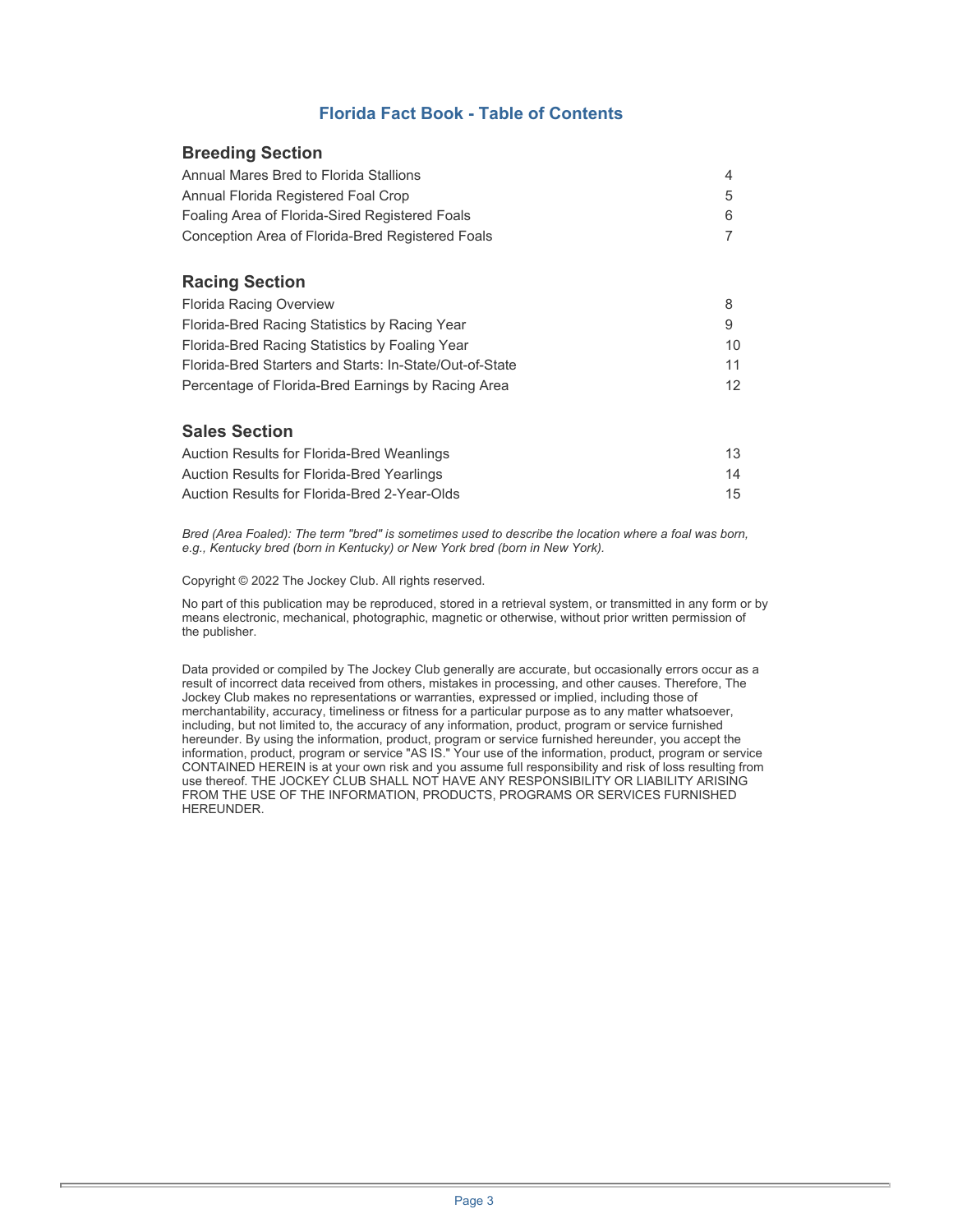# Florida Fact Book - Table of Contents

## Breeding Section

| | |
|---|---|
| Annual Mares Bred to Florida Stallions | 4 |
| Annual Florida Registered Foal Crop | 5 |
| Foaling Area of Florida-Sired Registered Foals | 6 |
| Conception Area of Florida-Bred Registered Foals | 7 |

## Racing Section

| | |
|---|---|
| Florida Racing Overview | 8 |
| Florida-Bred Racing Statistics by Racing Year | 9 |
| Florida-Bred Racing Statistics by Foaling Year | 10 |
| Florida-Bred Starters and Starts: In-State/Out-of-State | 11 |
| Percentage of Florida-Bred Earnings by Racing Area | 12 |

## Sales Section

| | |
|---|---|
| Auction Results for Florida-Bred Weanlings | 13 |
| Auction Results for Florida-Bred Yearlings | 14 |
| Auction Results for Florida-Bred 2-Year-Olds | 15 |

*Bred (Area Foaled): The term "bred" is sometimes used to describe the location where a foal was born, e.g., Kentucky bred (born in Kentucky) or New York bred (born in New York).*

Copyright © 2022 The Jockey Club. All rights reserved.

No part of this publication may be reproduced, stored in a retrieval system, or transmitted in any form or by means electronic, mechanical, photographic, magnetic or otherwise, without prior written permission of the publisher.

Data provided or compiled by The Jockey Club generally are accurate, but occasionally errors occur as a result of incorrect data received from others, mistakes in processing, and other causes. Therefore, The Jockey Club makes no representations or warranties, expressed or implied, including those of merchantability, accuracy, timeliness or fitness for a particular purpose as to any matter whatsoever, including, but not limited to, the accuracy of any information, product, program or service furnished hereunder. By using the information, product, program or service furnished hereunder, you accept the information, product, program or service "AS IS." Your use of the information, product, program or service CONTAINED HEREIN is at your own risk and you assume full responsibility and risk of loss resulting from use thereof. THE JOCKEY CLUB SHALL NOT HAVE ANY RESPONSIBILITY OR LIABILITY ARISING FROM THE USE OF THE INFORMATION, PRODUCTS, PROGRAMS OR SERVICES FURNISHED HEREUNDER.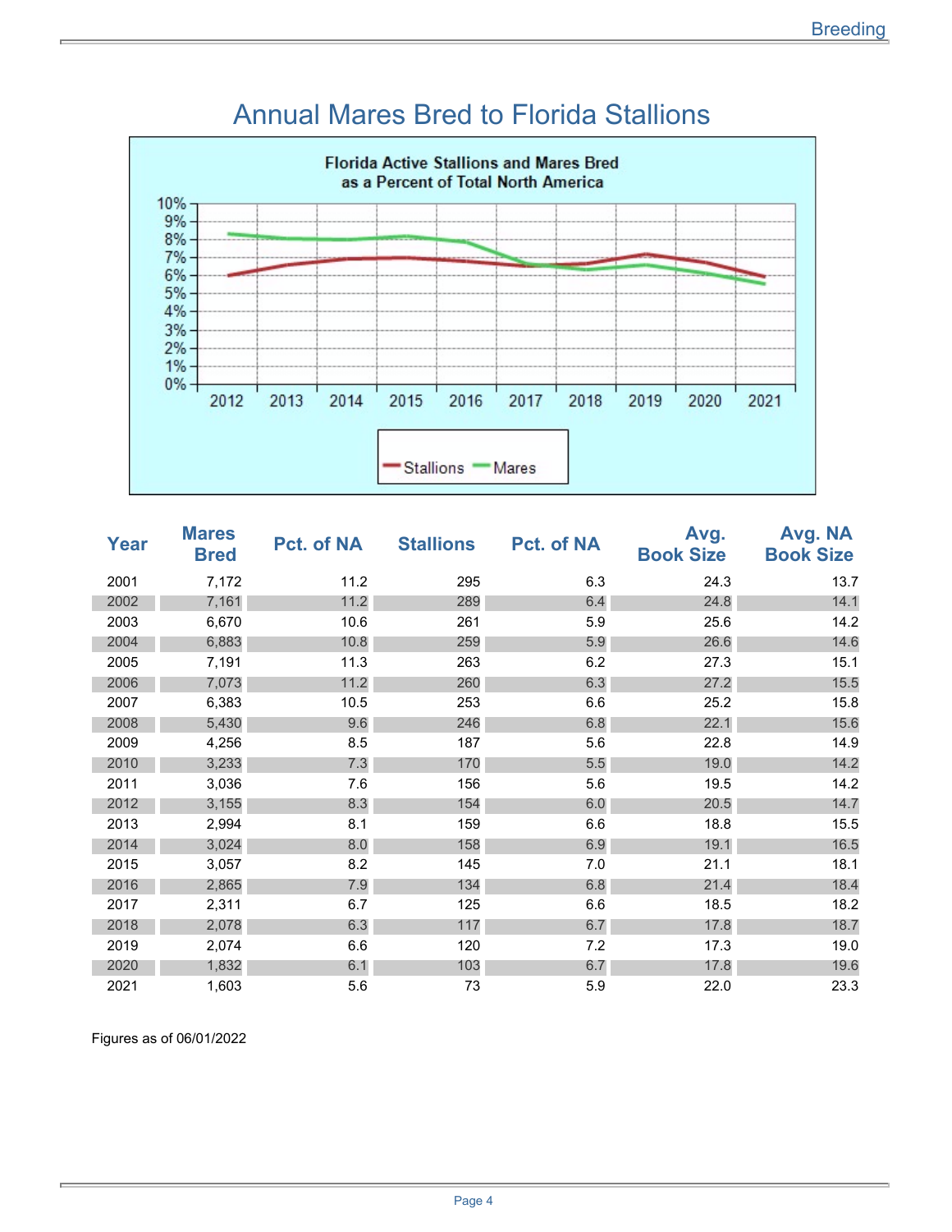# Annual Mares Bred to Florida Stallions

| Year | Mares Bred | Pct. of NA | Stallions | Pct. of NA | Avg. Book Size | Avg. NA Book Size |
|---|---|---|---|---|---|---|
| 2001 | 7,172 | 11.2 | 295 | 6.3 | 24.3 | 13.7 |
| 2002 | 7,161 | 11.2 | 289 | 6.4 | 24.8 | 14.1 |
| 2003 | 6,670 | 10.6 | 261 | 5.9 | 25.6 | 14.2 |
| 2004 | 6,883 | 10.8 | 259 | 5.9 | 26.6 | 14.6 |
| 2005 | 7,191 | 11.3 | 263 | 6.2 | 27.3 | 15.1 |
| 2006 | 7,073 | 11.2 | 260 | 6.3 | 27.2 | 15.5 |
| 2007 | 6,383 | 10.5 | 253 | 6.6 | 25.2 | 15.8 |
| 2008 | 5,430 | 9.6 | 246 | 6.8 | 22.1 | 15.6 |
| 2009 | 4,256 | 8.5 | 187 | 5.6 | 22.8 | 14.9 |
| 2010 | 3,233 | 7.3 | 170 | 5.5 | 19.0 | 14.2 |
| 2011 | 3,036 | 7.6 | 156 | 5.6 | 19.5 | 14.2 |
| 2012 | 3,155 | 8.3 | 154 | 6.0 | 20.5 | 14.7 |
| 2013 | 2,994 | 8.1 | 159 | 6.6 | 18.8 | 15.5 |
| 2014 | 3,024 | 8.0 | 158 | 6.9 | 19.1 | 16.5 |
| 2015 | 3,057 | 8.2 | 145 | 7.0 | 21.1 | 18.1 |
| 2016 | 2,865 | 7.9 | 134 | 6.8 | 21.4 | 18.4 |
| 2017 | 2,311 | 6.7 | 125 | 6.6 | 18.5 | 18.2 |
| 2018 | 2,078 | 6.3 | 117 | 6.7 | 17.8 | 18.7 |
| 2019 | 2,074 | 6.6 | 120 | 7.2 | 17.3 | 19.0 |
| 2020 | 1,832 | 6.1 | 103 | 6.7 | 17.8 | 19.6 |
| 2021 | 1,603 | 5.6 | 73 | 5.9 | 22.0 | 23.3 |

Figures as of 06/01/2022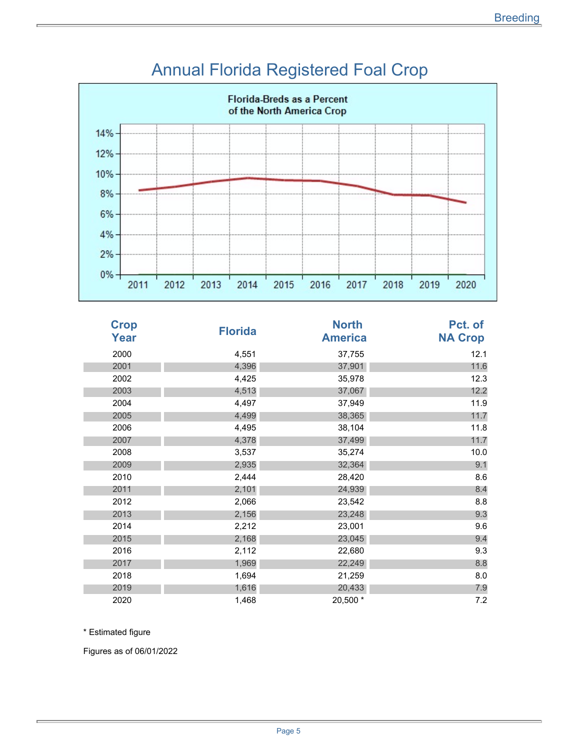# Annual Florida Registered Foal Crop

Florida-Breds as a Percent of the North America Crop

| Crop Year | Florida | North America | Pct. of NA Crop |
|---|---|---|---|
| 2000 | 4,551 | 37,755 | 12.1 |
| 2001 | 4,396 | 37,901 | 11.6 |
| 2002 | 4,425 | 35,978 | 12.3 |
| 2003 | 4,513 | 37,067 | 12.2 |
| 2004 | 4,497 | 37,949 | 11.9 |
| 2005 | 4,499 | 38,365 | 11.7 |
| 2006 | 4,495 | 38,104 | 11.8 |
| 2007 | 4,378 | 37,499 | 11.7 |
| 2008 | 3,537 | 35,274 | 10.0 |
| 2009 | 2,935 | 32,364 | 9.1 |
| 2010 | 2,444 | 28,420 | 8.6 |
| 2011 | 2,101 | 24,939 | 8.4 |
| 2012 | 2,066 | 23,542 | 8.8 |
| 2013 | 2,156 | 23,248 | 9.3 |
| 2014 | 2,212 | 23,001 | 9.6 |
| 2015 | 2,168 | 23,045 | 9.4 |
| 2016 | 2,112 | 22,680 | 9.3 |
| 2017 | 1,969 | 22,249 | 8.8 |
| 2018 | 1,694 | 21,259 | 8.0 |
| 2019 | 1,616 | 20,433 | 7.9 |
| 2020 | 1,468 | 20,500 * | 7.2 |

* Estimated figure

Figures as of 06/01/2022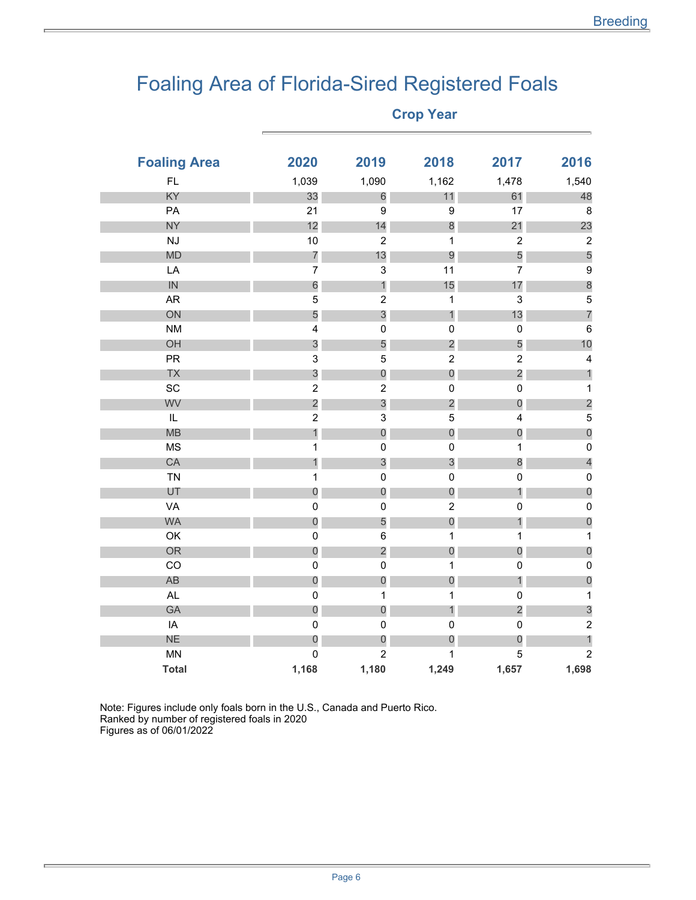# Foaling Area of Florida-Sired Registered Foals

| Foaling Area | Crop Year 2020 | 2019 | 2018 | 2017 | 2016 |
|---|---|---|---|---|---|
| FL | 1,039 | 1,090 | 1,162 | 1,478 | 1,540 |
| KY | 33 | 6 | 11 | 61 | 48 |
| PA | 21 | 9 | 9 | 17 | 8 |
| NY | 12 | 14 | 8 | 21 | 23 |
| NJ | 10 | 2 | 1 | 2 | 2 |
| MD | 7 | 13 | 9 | 5 | 5 |
| LA | 7 | 3 | 11 | 7 | 9 |
| IN | 6 | 1 | 15 | 17 | 8 |
| AR | 5 | 2 | 1 | 3 | 5 |
| ON | 5 | 3 | 1 | 13 | 7 |
| NM | 4 | 0 | 0 | 0 | 6 |
| OH | 3 | 5 | 2 | 5 | 10 |
| PR | 3 | 5 | 2 | 2 | 4 |
| TX | 3 | 0 | 0 | 2 | 1 |
| SC | 2 | 2 | 0 | 0 | 1 |
| WV | 2 | 3 | 2 | 0 | 2 |
| IL | 2 | 3 | 5 | 4 | 5 |
| MB | 1 | 0 | 0 | 0 | 0 |
| MS | 1 | 0 | 0 | 1 | 0 |
| CA | 1 | 3 | 3 | 8 | 4 |
| TN | 1 | 0 | 0 | 0 | 0 |
| UT | 0 | 0 | 0 | 1 | 0 |
| VA | 0 | 0 | 2 | 0 | 0 |
| WA | 0 | 5 | 0 | 1 | 0 |
| OK | 0 | 6 | 1 | 1 | 1 |
| OR | 0 | 2 | 0 | 0 | 0 |
| CO | 0 | 0 | 1 | 0 | 0 |
| AB | 0 | 0 | 0 | 1 | 0 |
| AL | 0 | 1 | 1 | 0 | 1 |
| GA | 0 | 0 | 1 | 2 | 3 |
| IA | 0 | 0 | 0 | 0 | 2 |
| NE | 0 | 0 | 0 | 0 | 1 |
| MN | 0 | 2 | 1 | 5 | 2 |
| **Total** | **1,168** | **1,180** | **1,249** | **1,657** | **1,698** |

Note: Figures include only foals born in the U.S., Canada and Puerto Rico.
Ranked by number of registered foals in 2020
Figures as of 06/01/2022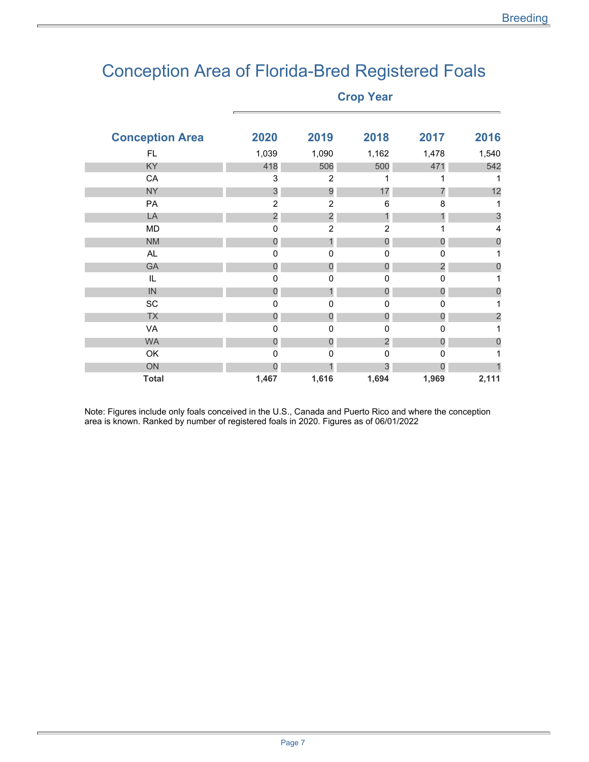# Conception Area of Florida-Bred Registered Foals

| Conception Area | Crop Year 2020 | 2019 | 2018 | 2017 | 2016 |
|---|---|---|---|---|---|
| FL | 1,039 | 1,090 | 1,162 | 1,478 | 1,540 |
| KY | 418 | 506 | 500 | 471 | 542 |
| CA | 3 | 2 | 1 | 1 | 1 |
| NY | 3 | 9 | 17 | 7 | 12 |
| PA | 2 | 2 | 6 | 8 | 1 |
| LA | 2 | 2 | 1 | 1 | 3 |
| MD | 0 | 2 | 2 | 1 | 4 |
| NM | 0 | 1 | 0 | 0 | 0 |
| AL | 0 | 0 | 0 | 0 | 1 |
| GA | 0 | 0 | 0 | 2 | 0 |
| IL | 0 | 0 | 0 | 0 | 1 |
| IN | 0 | 1 | 0 | 0 | 0 |
| SC | 0 | 0 | 0 | 0 | 1 |
| TX | 0 | 0 | 0 | 0 | 2 |
| VA | 0 | 0 | 0 | 0 | 1 |
| WA | 0 | 0 | 2 | 0 | 0 |
| OK | 0 | 0 | 0 | 0 | 1 |
| ON | 0 | 1 | 3 | 0 | 1 |
| **Total** | **1,467** | **1,616** | **1,694** | **1,969** | **2,111** |

Note: Figures include only foals conceived in the U.S., Canada and Puerto Rico and where the conception area is known. Ranked by number of registered foals in 2020. Figures as of 06/01/2022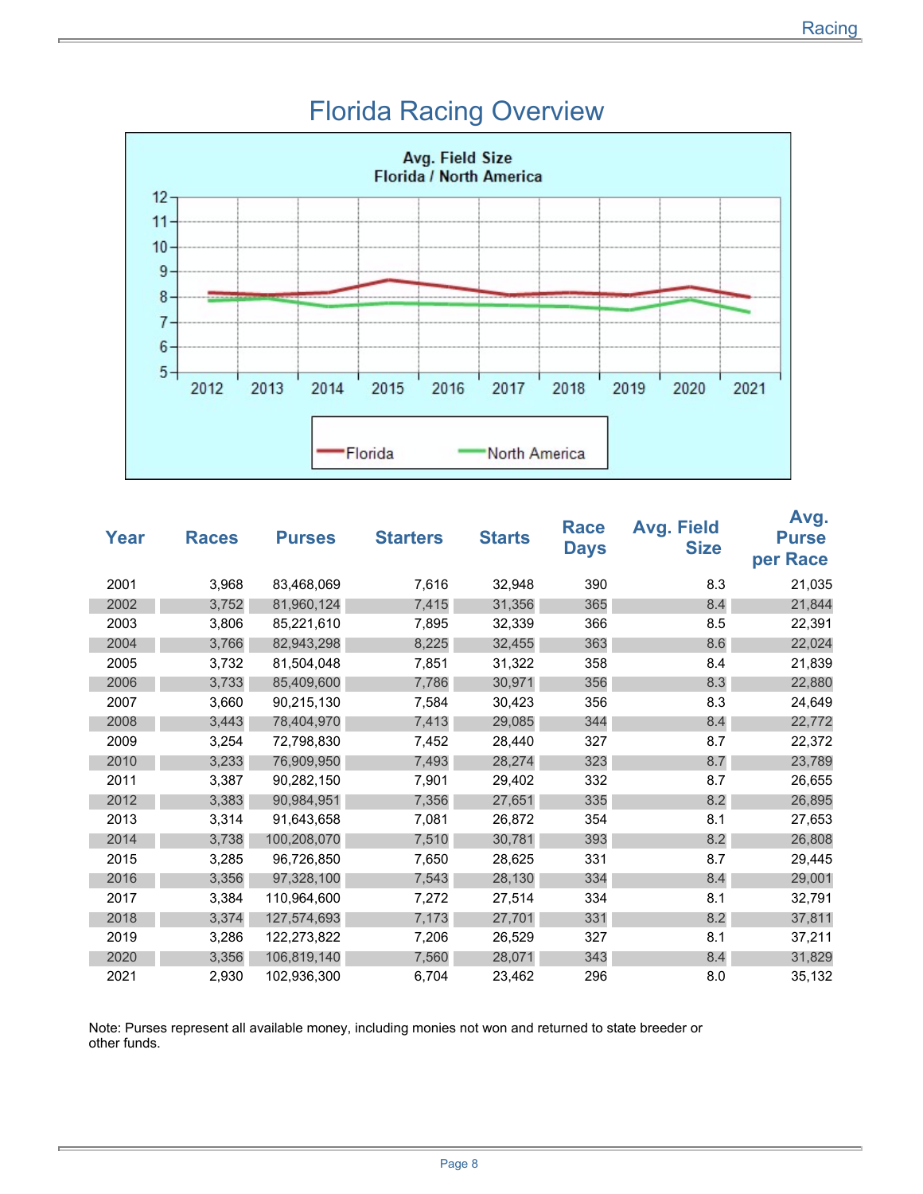# Florida Racing Overview

Avg. Field Size
Florida / North America

| Year | Races | Purses | Starters | Starts | Race Days | Avg. Field Size | Avg. Purse per Race |
|---|---|---|---|---|---|---|---|
| 2001 | 3,968 | 83,468,069 | 7,616 | 32,948 | 390 | 8.3 | 21,035 |
| 2002 | 3,752 | 81,960,124 | 7,415 | 31,356 | 365 | 8.4 | 21,844 |
| 2003 | 3,806 | 85,221,610 | 7,895 | 32,339 | 366 | 8.5 | 22,391 |
| 2004 | 3,766 | 82,943,298 | 8,225 | 32,455 | 363 | 8.6 | 22,024 |
| 2005 | 3,732 | 81,504,048 | 7,851 | 31,322 | 358 | 8.4 | 21,839 |
| 2006 | 3,733 | 85,409,600 | 7,786 | 30,971 | 356 | 8.3 | 22,880 |
| 2007 | 3,660 | 90,215,130 | 7,584 | 30,423 | 356 | 8.3 | 24,649 |
| 2008 | 3,443 | 78,404,970 | 7,413 | 29,085 | 344 | 8.4 | 22,772 |
| 2009 | 3,254 | 72,798,830 | 7,452 | 28,440 | 327 | 8.7 | 22,372 |
| 2010 | 3,233 | 76,909,950 | 7,493 | 28,274 | 323 | 8.7 | 23,789 |
| 2011 | 3,387 | 90,282,150 | 7,901 | 29,402 | 332 | 8.7 | 26,655 |
| 2012 | 3,383 | 90,984,951 | 7,356 | 27,651 | 335 | 8.2 | 26,895 |
| 2013 | 3,314 | 91,643,658 | 7,081 | 26,872 | 354 | 8.1 | 27,653 |
| 2014 | 3,738 | 100,208,070 | 7,510 | 30,781 | 393 | 8.2 | 26,808 |
| 2015 | 3,285 | 96,726,850 | 7,650 | 28,625 | 331 | 8.7 | 29,445 |
| 2016 | 3,356 | 97,328,100 | 7,543 | 28,130 | 334 | 8.4 | 29,001 |
| 2017 | 3,384 | 110,964,600 | 7,272 | 27,514 | 334 | 8.1 | 32,791 |
| 2018 | 3,374 | 127,574,693 | 7,173 | 27,701 | 331 | 8.2 | 37,811 |
| 2019 | 3,286 | 122,273,822 | 7,206 | 26,529 | 327 | 8.1 | 37,211 |
| 2020 | 3,356 | 106,819,140 | 7,560 | 28,071 | 343 | 8.4 | 31,829 |
| 2021 | 2,930 | 102,936,300 | 6,704 | 23,462 | 296 | 8.0 | 35,132 |

Note: Purses represent all available money, including monies not won and returned to state breeder or other funds.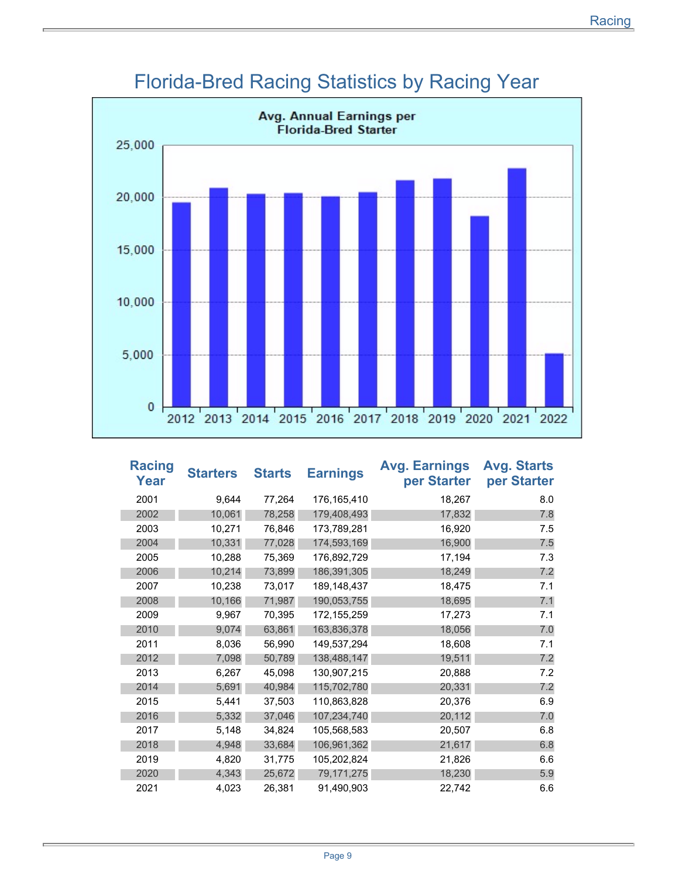# Florida-Bred Racing Statistics by Racing Year

**Avg. Annual Earnings per Florida-Bred Starter**

| Racing Year | Starters | Starts | Earnings | Avg. Earnings per Starter | Avg. Starts per Starter |
|---|---|---|---|---|---|
| 2001 | 9,644 | 77,264 | 176,165,410 | 18,267 | 8.0 |
| 2002 | 10,061 | 78,258 | 179,408,493 | 17,832 | 7.8 |
| 2003 | 10,271 | 76,846 | 173,789,281 | 16,920 | 7.5 |
| 2004 | 10,331 | 77,028 | 174,593,169 | 16,900 | 7.5 |
| 2005 | 10,288 | 75,369 | 176,892,729 | 17,194 | 7.3 |
| 2006 | 10,214 | 73,899 | 186,391,305 | 18,249 | 7.2 |
| 2007 | 10,238 | 73,017 | 189,148,437 | 18,475 | 7.1 |
| 2008 | 10,166 | 71,987 | 190,053,755 | 18,695 | 7.1 |
| 2009 | 9,967 | 70,395 | 172,155,259 | 17,273 | 7.1 |
| 2010 | 9,074 | 63,861 | 163,836,378 | 18,056 | 7.0 |
| 2011 | 8,036 | 56,990 | 149,537,294 | 18,608 | 7.1 |
| 2012 | 7,098 | 50,789 | 138,488,147 | 19,511 | 7.2 |
| 2013 | 6,267 | 45,098 | 130,907,215 | 20,888 | 7.2 |
| 2014 | 5,691 | 40,984 | 115,702,780 | 20,331 | 7.2 |
| 2015 | 5,441 | 37,503 | 110,863,828 | 20,376 | 6.9 |
| 2016 | 5,332 | 37,046 | 107,234,740 | 20,112 | 7.0 |
| 2017 | 5,148 | 34,824 | 105,568,583 | 20,507 | 6.8 |
| 2018 | 4,948 | 33,684 | 106,961,362 | 21,617 | 6.8 |
| 2019 | 4,820 | 31,775 | 105,202,824 | 21,826 | 6.6 |
| 2020 | 4,343 | 25,672 | 79,171,275 | 18,230 | 5.9 |
| 2021 | 4,023 | 26,381 | 91,490,903 | 22,742 | 6.6 |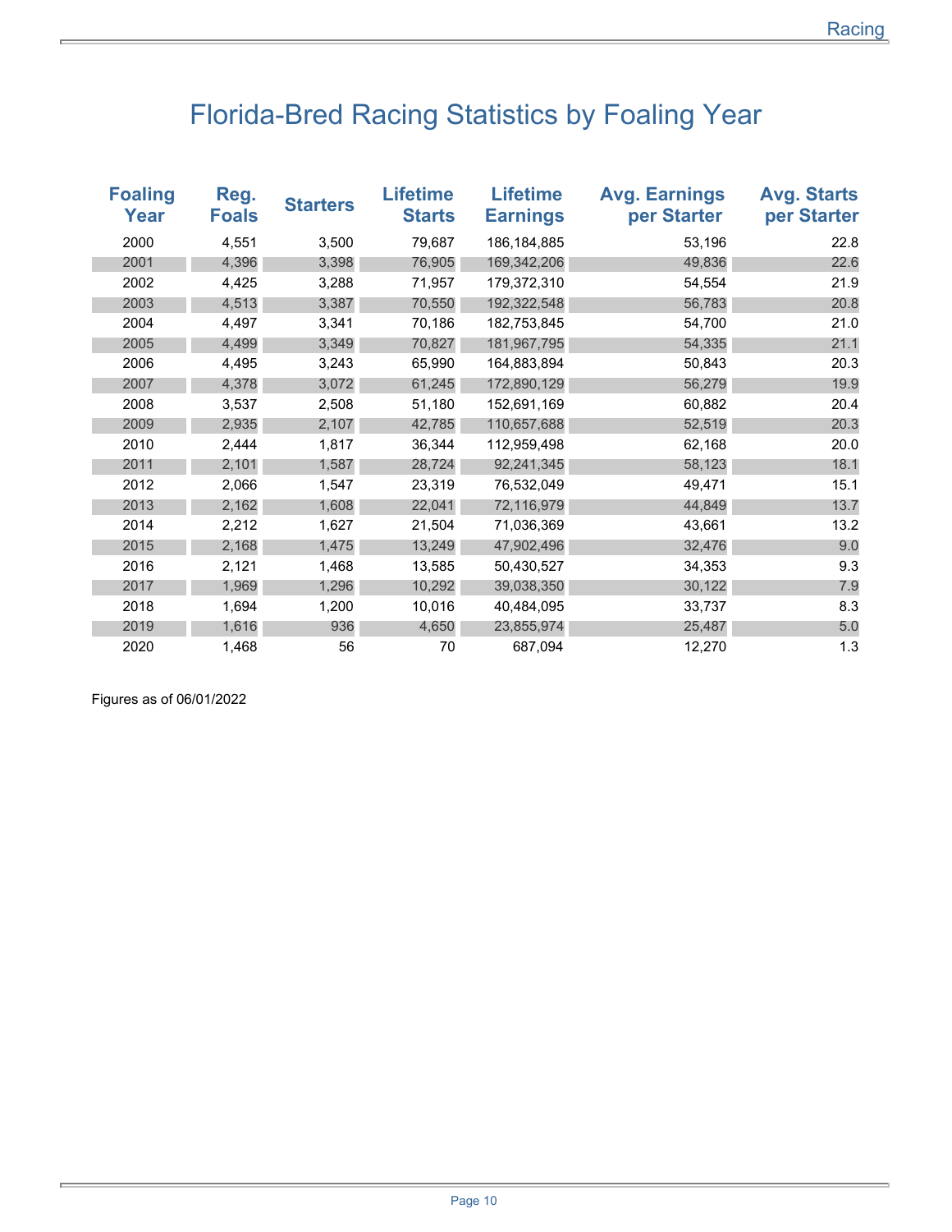# Florida-Bred Racing Statistics by Foaling Year

| Foaling Year | Reg. Foals | Starters | Lifetime Starts | Lifetime Earnings | Avg. Earnings per Starter | Avg. Starts per Starter |
|---|---|---|---|---|---|---|
| 2000 | 4,551 | 3,500 | 79,687 | 186,184,885 | 53,196 | 22.8 |
| 2001 | 4,396 | 3,398 | 76,905 | 169,342,206 | 49,836 | 22.6 |
| 2002 | 4,425 | 3,288 | 71,957 | 179,372,310 | 54,554 | 21.9 |
| 2003 | 4,513 | 3,387 | 70,550 | 192,322,548 | 56,783 | 20.8 |
| 2004 | 4,497 | 3,341 | 70,186 | 182,753,845 | 54,700 | 21.0 |
| 2005 | 4,499 | 3,349 | 70,827 | 181,967,795 | 54,335 | 21.1 |
| 2006 | 4,495 | 3,243 | 65,990 | 164,883,894 | 50,843 | 20.3 |
| 2007 | 4,378 | 3,072 | 61,245 | 172,890,129 | 56,279 | 19.9 |
| 2008 | 3,537 | 2,508 | 51,180 | 152,691,169 | 60,882 | 20.4 |
| 2009 | 2,935 | 2,107 | 42,785 | 110,657,688 | 52,519 | 20.3 |
| 2010 | 2,444 | 1,817 | 36,344 | 112,959,498 | 62,168 | 20.0 |
| 2011 | 2,101 | 1,587 | 28,724 | 92,241,345 | 58,123 | 18.1 |
| 2012 | 2,066 | 1,547 | 23,319 | 76,532,049 | 49,471 | 15.1 |
| 2013 | 2,162 | 1,608 | 22,041 | 72,116,979 | 44,849 | 13.7 |
| 2014 | 2,212 | 1,627 | 21,504 | 71,036,369 | 43,661 | 13.2 |
| 2015 | 2,168 | 1,475 | 13,249 | 47,902,496 | 32,476 | 9.0 |
| 2016 | 2,121 | 1,468 | 13,585 | 50,430,527 | 34,353 | 9.3 |
| 2017 | 1,969 | 1,296 | 10,292 | 39,038,350 | 30,122 | 7.9 |
| 2018 | 1,694 | 1,200 | 10,016 | 40,484,095 | 33,737 | 8.3 |
| 2019 | 1,616 | 936 | 4,650 | 23,855,974 | 25,487 | 5.0 |
| 2020 | 1,468 | 56 | 70 | 687,094 | 12,270 | 1.3 |

Figures as of 06/01/2022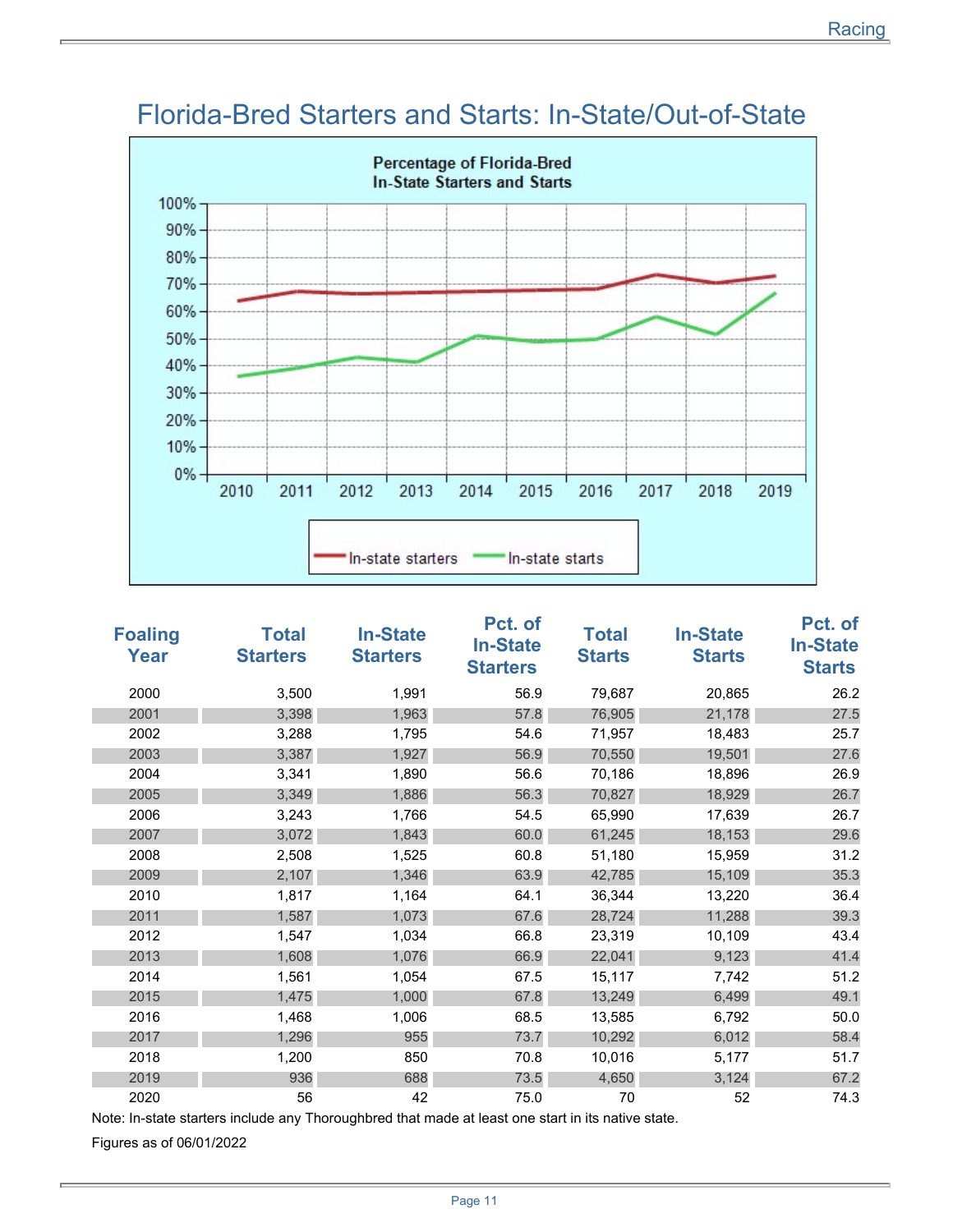# Florida-Bred Starters and Starts: In-State/Out-of-State

| Foaling Year | Total Starters | In-State Starters | Pct. of In-State Starters | Total Starts | In-State Starts | Pct. of In-State Starts |
|---|---|---|---|---|---|---|
| 2000 | 3,500 | 1,991 | 56.9 | 79,687 | 20,865 | 26.2 |
| 2001 | 3,398 | 1,963 | 57.8 | 76,905 | 21,178 | 27.5 |
| 2002 | 3,288 | 1,795 | 54.6 | 71,957 | 18,483 | 25.7 |
| 2003 | 3,387 | 1,927 | 56.9 | 70,550 | 19,501 | 27.6 |
| 2004 | 3,341 | 1,890 | 56.6 | 70,186 | 18,896 | 26.9 |
| 2005 | 3,349 | 1,886 | 56.3 | 70,827 | 18,929 | 26.7 |
| 2006 | 3,243 | 1,766 | 54.5 | 65,990 | 17,639 | 26.7 |
| 2007 | 3,072 | 1,843 | 60.0 | 61,245 | 18,153 | 29.6 |
| 2008 | 2,508 | 1,525 | 60.8 | 51,180 | 15,959 | 31.2 |
| 2009 | 2,107 | 1,346 | 63.9 | 42,785 | 15,109 | 35.3 |
| 2010 | 1,817 | 1,164 | 64.1 | 36,344 | 13,220 | 36.4 |
| 2011 | 1,587 | 1,073 | 67.6 | 28,724 | 11,288 | 39.3 |
| 2012 | 1,547 | 1,034 | 66.8 | 23,319 | 10,109 | 43.4 |
| 2013 | 1,608 | 1,076 | 66.9 | 22,041 | 9,123 | 41.4 |
| 2014 | 1,561 | 1,054 | 67.5 | 15,117 | 7,742 | 51.2 |
| 2015 | 1,475 | 1,000 | 67.8 | 13,249 | 6,499 | 49.1 |
| 2016 | 1,468 | 1,006 | 68.5 | 13,585 | 6,792 | 50.0 |
| 2017 | 1,296 | 955 | 73.7 | 10,292 | 6,012 | 58.4 |
| 2018 | 1,200 | 850 | 70.8 | 10,016 | 5,177 | 51.7 |
| 2019 | 936 | 688 | 73.5 | 4,650 | 3,124 | 67.2 |
| 2020 | 56 | 42 | 75.0 | 70 | 52 | 74.3 |

Note: In-state starters include any Thoroughbred that made at least one start in its native state.

Figures as of 06/01/2022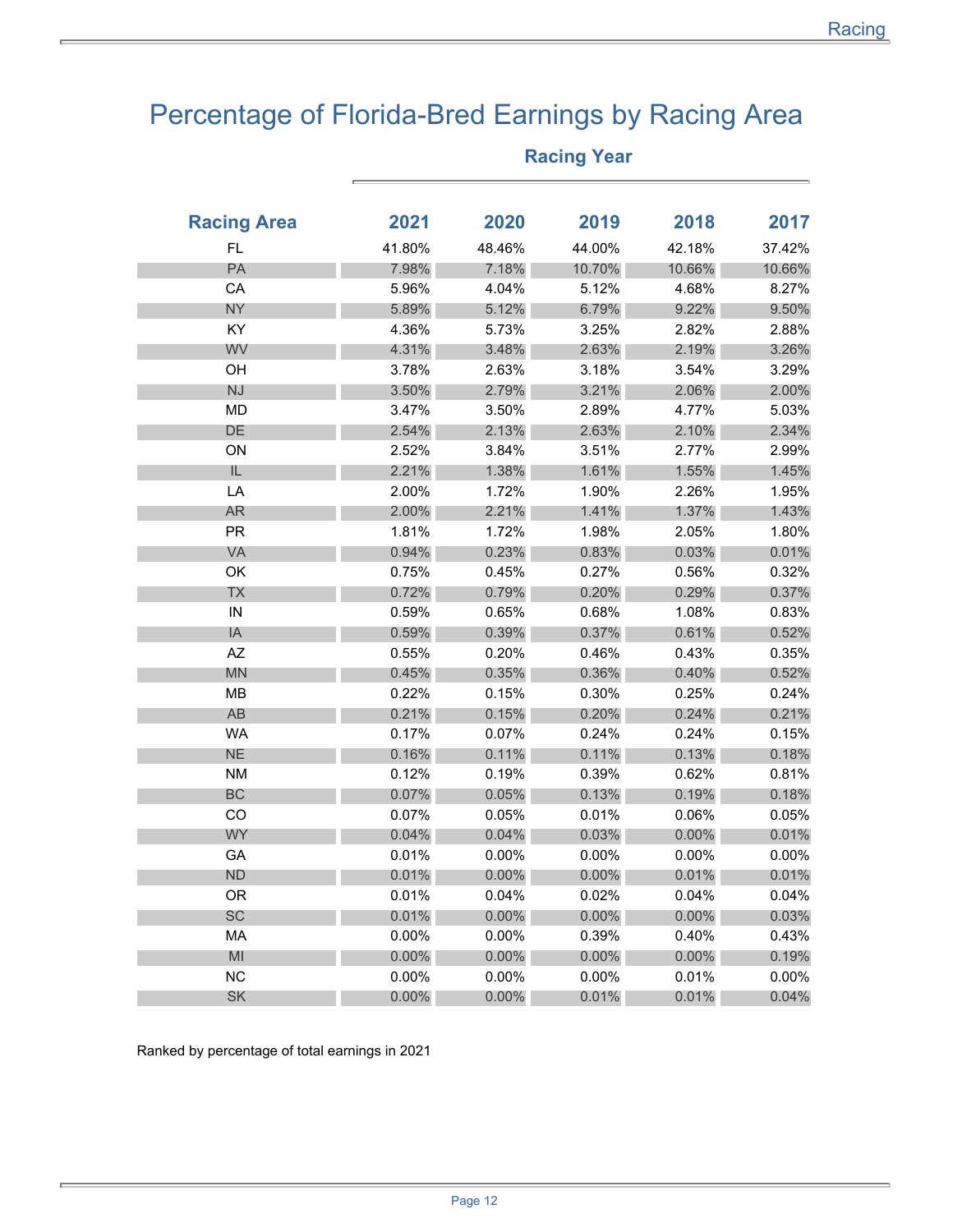# Percentage of Florida-Bred Earnings by Racing Area

| Racing Area | Racing Year | | | | |
|---|---|---|---|---|---|
| | 2021 | 2020 | 2019 | 2018 | 2017 |
| FL | 41.80% | 48.46% | 44.00% | 42.18% | 37.42% |
| PA | 7.98% | 7.18% | 10.70% | 10.66% | 10.66% |
| CA | 5.96% | 4.04% | 5.12% | 4.68% | 8.27% |
| NY | 5.89% | 5.12% | 6.79% | 9.22% | 9.50% |
| KY | 4.36% | 5.73% | 3.25% | 2.82% | 2.88% |
| WV | 4.31% | 3.48% | 2.63% | 2.19% | 3.26% |
| OH | 3.78% | 2.63% | 3.18% | 3.54% | 3.29% |
| NJ | 3.50% | 2.79% | 3.21% | 2.06% | 2.00% |
| MD | 3.47% | 3.50% | 2.89% | 4.77% | 5.03% |
| DE | 2.54% | 2.13% | 2.63% | 2.10% | 2.34% |
| ON | 2.52% | 3.84% | 3.51% | 2.77% | 2.99% |
| IL | 2.21% | 1.38% | 1.61% | 1.55% | 1.45% |
| LA | 2.00% | 1.72% | 1.90% | 2.26% | 1.95% |
| AR | 2.00% | 2.21% | 1.41% | 1.37% | 1.43% |
| PR | 1.81% | 1.72% | 1.98% | 2.05% | 1.80% |
| VA | 0.94% | 0.23% | 0.83% | 0.03% | 0.01% |
| OK | 0.75% | 0.45% | 0.27% | 0.56% | 0.32% |
| TX | 0.72% | 0.79% | 0.20% | 0.29% | 0.37% |
| IN | 0.59% | 0.65% | 0.68% | 1.08% | 0.83% |
| IA | 0.59% | 0.39% | 0.37% | 0.61% | 0.52% |
| AZ | 0.55% | 0.20% | 0.46% | 0.43% | 0.35% |
| MN | 0.45% | 0.35% | 0.36% | 0.40% | 0.52% |
| MB | 0.22% | 0.15% | 0.30% | 0.25% | 0.24% |
| AB | 0.21% | 0.15% | 0.20% | 0.24% | 0.21% |
| WA | 0.17% | 0.07% | 0.24% | 0.24% | 0.15% |
| NE | 0.16% | 0.11% | 0.11% | 0.13% | 0.18% |
| NM | 0.12% | 0.19% | 0.39% | 0.62% | 0.81% |
| BC | 0.07% | 0.05% | 0.13% | 0.19% | 0.18% |
| CO | 0.07% | 0.05% | 0.01% | 0.06% | 0.05% |
| WY | 0.04% | 0.04% | 0.03% | 0.00% | 0.01% |
| GA | 0.01% | 0.00% | 0.00% | 0.00% | 0.00% |
| ND | 0.01% | 0.00% | 0.00% | 0.01% | 0.01% |
| OR | 0.01% | 0.04% | 0.02% | 0.04% | 0.04% |
| SC | 0.01% | 0.00% | 0.00% | 0.00% | 0.03% |
| MA | 0.00% | 0.00% | 0.39% | 0.40% | 0.43% |
| MI | 0.00% | 0.00% | 0.00% | 0.00% | 0.19% |
| NC | 0.00% | 0.00% | 0.00% | 0.01% | 0.00% |
| SK | 0.00% | 0.00% | 0.01% | 0.01% | 0.04% |

Ranked by percentage of total earnings in 2021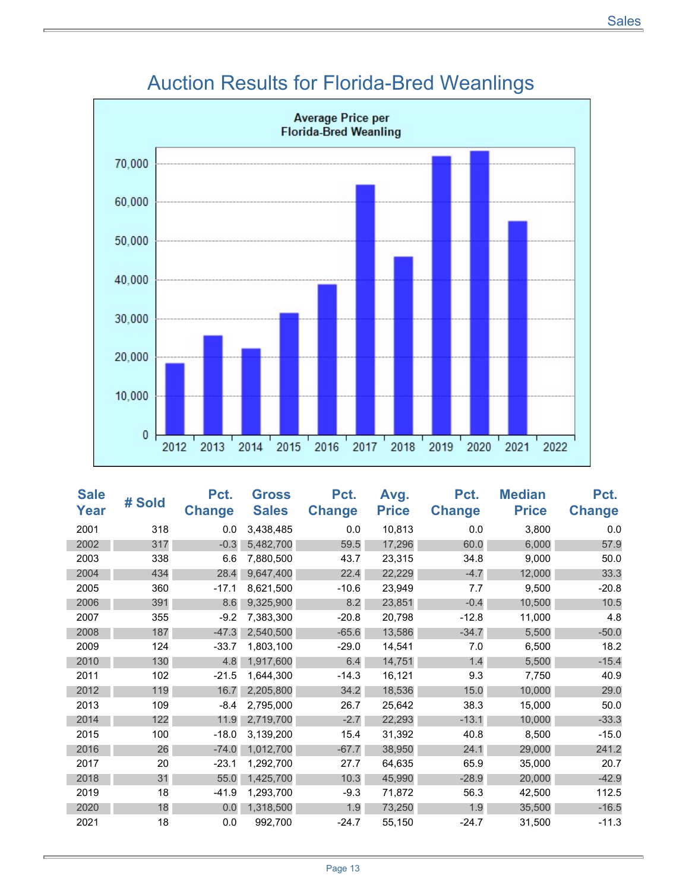# Auction Results for Florida-Bred Weanlings

**Average Price per Florida-Bred Weanling**

| Sale Year | # Sold | Pct. Change | Gross Sales | Pct. Change | Avg. Price | Pct. Change | Median Price | Pct. Change |
|---|---|---|---|---|---|---|---|---|
| 2001 | 318 | 0.0 | 3,438,485 | 0.0 | 10,813 | 0.0 | 3,800 | 0.0 |
| 2002 | 317 | -0.3 | 5,482,700 | 59.5 | 17,296 | 60.0 | 6,000 | 57.9 |
| 2003 | 338 | 6.6 | 7,880,500 | 43.7 | 23,315 | 34.8 | 9,000 | 50.0 |
| 2004 | 434 | 28.4 | 9,647,400 | 22.4 | 22,229 | -4.7 | 12,000 | 33.3 |
| 2005 | 360 | -17.1 | 8,621,500 | -10.6 | 23,949 | 7.7 | 9,500 | -20.8 |
| 2006 | 391 | 8.6 | 9,325,900 | 8.2 | 23,851 | -0.4 | 10,500 | 10.5 |
| 2007 | 355 | -9.2 | 7,383,300 | -20.8 | 20,798 | -12.8 | 11,000 | 4.8 |
| 2008 | 187 | -47.3 | 2,540,500 | -65.6 | 13,586 | -34.7 | 5,500 | -50.0 |
| 2009 | 124 | -33.7 | 1,803,100 | -29.0 | 14,541 | 7.0 | 6,500 | 18.2 |
| 2010 | 130 | 4.8 | 1,917,600 | 6.4 | 14,751 | 1.4 | 5,500 | -15.4 |
| 2011 | 102 | -21.5 | 1,644,300 | -14.3 | 16,121 | 9.3 | 7,750 | 40.9 |
| 2012 | 119 | 16.7 | 2,205,800 | 34.2 | 18,536 | 15.0 | 10,000 | 29.0 |
| 2013 | 109 | -8.4 | 2,795,000 | 26.7 | 25,642 | 38.3 | 15,000 | 50.0 |
| 2014 | 122 | 11.9 | 2,719,700 | -2.7 | 22,293 | -13.1 | 10,000 | -33.3 |
| 2015 | 100 | -18.0 | 3,139,200 | 15.4 | 31,392 | 40.8 | 8,500 | -15.0 |
| 2016 | 26 | -74.0 | 1,012,700 | -67.7 | 38,950 | 24.1 | 29,000 | 241.2 |
| 2017 | 20 | -23.1 | 1,292,700 | 27.7 | 64,635 | 65.9 | 35,000 | 20.7 |
| 2018 | 31 | 55.0 | 1,425,700 | 10.3 | 45,990 | -28.9 | 20,000 | -42.9 |
| 2019 | 18 | -41.9 | 1,293,700 | -9.3 | 71,872 | 56.3 | 42,500 | 112.5 |
| 2020 | 18 | 0.0 | 1,318,500 | 1.9 | 73,250 | 1.9 | 35,500 | -16.5 |
| 2021 | 18 | 0.0 | 992,700 | -24.7 | 55,150 | -24.7 | 31,500 | -11.3 |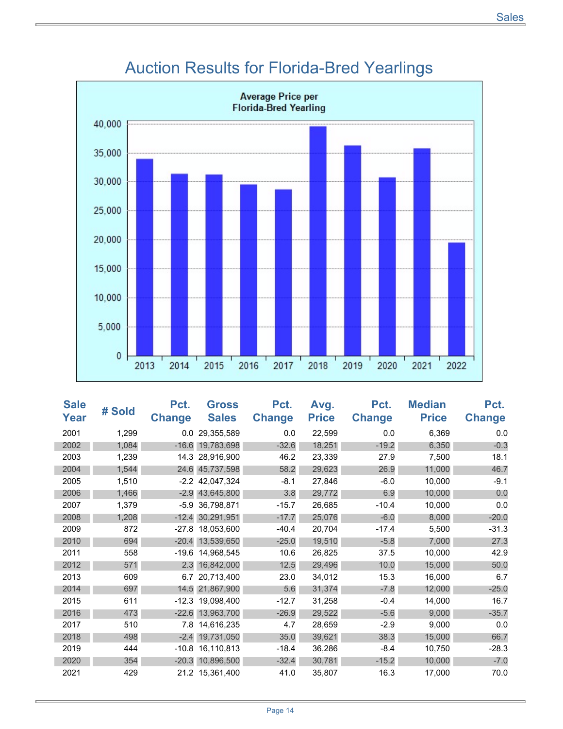# Auction Results for Florida-Bred Yearlings

Average Price per
Florida-Bred Yearling

| Sale Year | # Sold | Pct. Change | Gross Sales | Pct. Change | Avg. Price | Pct. Change | Median Price | Pct. Change |
|---|---|---|---|---|---|---|---|---|
| 2001 | 1,299 | 0.0 | 29,355,589 | 0.0 | 22,599 | 0.0 | 6,369 | 0.0 |
| 2002 | 1,084 | -16.6 | 19,783,698 | -32.6 | 18,251 | -19.2 | 6,350 | -0.3 |
| 2003 | 1,239 | 14.3 | 28,916,900 | 46.2 | 23,339 | 27.9 | 7,500 | 18.1 |
| 2004 | 1,544 | 24.6 | 45,737,598 | 58.2 | 29,623 | 26.9 | 11,000 | 46.7 |
| 2005 | 1,510 | -2.2 | 42,047,324 | -8.1 | 27,846 | -6.0 | 10,000 | -9.1 |
| 2006 | 1,466 | -2.9 | 43,645,800 | 3.8 | 29,772 | 6.9 | 10,000 | 0.0 |
| 2007 | 1,379 | -5.9 | 36,798,871 | -15.7 | 26,685 | -10.4 | 10,000 | 0.0 |
| 2008 | 1,208 | -12.4 | 30,291,951 | -17.7 | 25,076 | -6.0 | 8,000 | -20.0 |
| 2009 | 872 | -27.8 | 18,053,600 | -40.4 | 20,704 | -17.4 | 5,500 | -31.3 |
| 2010 | 694 | -20.4 | 13,539,650 | -25.0 | 19,510 | -5.8 | 7,000 | 27.3 |
| 2011 | 558 | -19.6 | 14,968,545 | 10.6 | 26,825 | 37.5 | 10,000 | 42.9 |
| 2012 | 571 | 2.3 | 16,842,000 | 12.5 | 29,496 | 10.0 | 15,000 | 50.0 |
| 2013 | 609 | 6.7 | 20,713,400 | 23.0 | 34,012 | 15.3 | 16,000 | 6.7 |
| 2014 | 697 | 14.5 | 21,867,900 | 5.6 | 31,374 | -7.8 | 12,000 | -25.0 |
| 2015 | 611 | -12.3 | 19,098,400 | -12.7 | 31,258 | -0.4 | 14,000 | 16.7 |
| 2016 | 473 | -22.6 | 13,963,700 | -26.9 | 29,522 | -5.6 | 9,000 | -35.7 |
| 2017 | 510 | 7.8 | 14,616,235 | 4.7 | 28,659 | -2.9 | 9,000 | 0.0 |
| 2018 | 498 | -2.4 | 19,731,050 | 35.0 | 39,621 | 38.3 | 15,000 | 66.7 |
| 2019 | 444 | -10.8 | 16,110,813 | -18.4 | 36,286 | -8.4 | 10,750 | -28.3 |
| 2020 | 354 | -20.3 | 10,896,500 | -32.4 | 30,781 | -15.2 | 10,000 | -7.0 |
| 2021 | 429 | 21.2 | 15,361,400 | 41.0 | 35,807 | 16.3 | 17,000 | 70.0 |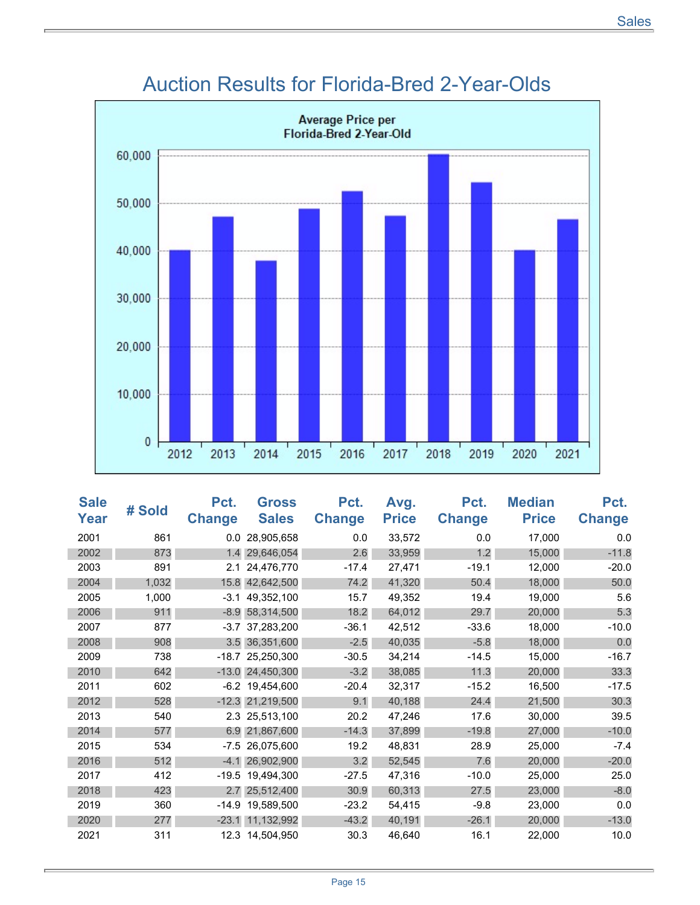# Auction Results for Florida-Bred 2-Year-Olds

Average Price per
Florida-Bred 2-Year-Old

60,000
50,000
40,000
30,000
20,000
10,000
0

2012 2013 2014 2015 2016 2017 2018 2019 2020 2021

| Sale Year | # Sold | Pct. Change | Gross Sales | Pct. Change | Avg. Price | Pct. Change | Median Price | Pct. Change |
|---|---|---|---|---|---|---|---|---|
| 2001 | 861 | 0.0 | 28,905,658 | 0.0 | 33,572 | 0.0 | 17,000 | 0.0 |
| 2002 | 873 | 1.4 | 29,646,054 | 2.6 | 33,959 | 1.2 | 15,000 | -11.8 |
| 2003 | 891 | 2.1 | 24,476,770 | -17.4 | 27,471 | -19.1 | 12,000 | -20.0 |
| 2004 | 1,032 | 15.8 | 42,642,500 | 74.2 | 41,320 | 50.4 | 18,000 | 50.0 |
| 2005 | 1,000 | -3.1 | 49,352,100 | 15.7 | 49,352 | 19.4 | 19,000 | 5.6 |
| 2006 | 911 | -8.9 | 58,314,500 | 18.2 | 64,012 | 29.7 | 20,000 | 5.3 |
| 2007 | 877 | -3.7 | 37,283,200 | -36.1 | 42,512 | -33.6 | 18,000 | -10.0 |
| 2008 | 908 | 3.5 | 36,351,600 | -2.5 | 40,035 | -5.8 | 18,000 | 0.0 |
| 2009 | 738 | -18.7 | 25,250,300 | -30.5 | 34,214 | -14.5 | 15,000 | -16.7 |
| 2010 | 642 | -13.0 | 24,450,300 | -3.2 | 38,085 | 11.3 | 20,000 | 33.3 |
| 2011 | 602 | -6.2 | 19,454,600 | -20.4 | 32,317 | -15.2 | 16,500 | -17.5 |
| 2012 | 528 | -12.3 | 21,219,500 | 9.1 | 40,188 | 24.4 | 21,500 | 30.3 |
| 2013 | 540 | 2.3 | 25,513,100 | 20.2 | 47,246 | 17.6 | 30,000 | 39.5 |
| 2014 | 577 | 6.9 | 21,867,600 | -14.3 | 37,899 | -19.8 | 27,000 | -10.0 |
| 2015 | 534 | -7.5 | 26,075,600 | 19.2 | 48,831 | 28.9 | 25,000 | -7.4 |
| 2016 | 512 | -4.1 | 26,902,900 | 3.2 | 52,545 | 7.6 | 20,000 | -20.0 |
| 2017 | 412 | -19.5 | 19,494,300 | -27.5 | 47,316 | -10.0 | 25,000 | 25.0 |
| 2018 | 423 | 2.7 | 25,512,400 | 30.9 | 60,313 | 27.5 | 23,000 | -8.0 |
| 2019 | 360 | -14.9 | 19,589,500 | -23.2 | 54,415 | -9.8 | 23,000 | 0.0 |
| 2020 | 277 | -23.1 | 11,132,992 | -43.2 | 40,191 | -26.1 | 20,000 | -13.0 |
| 2021 | 311 | 12.3 | 14,504,950 | 30.3 | 46,640 | 16.1 | 22,000 | 10.0 |